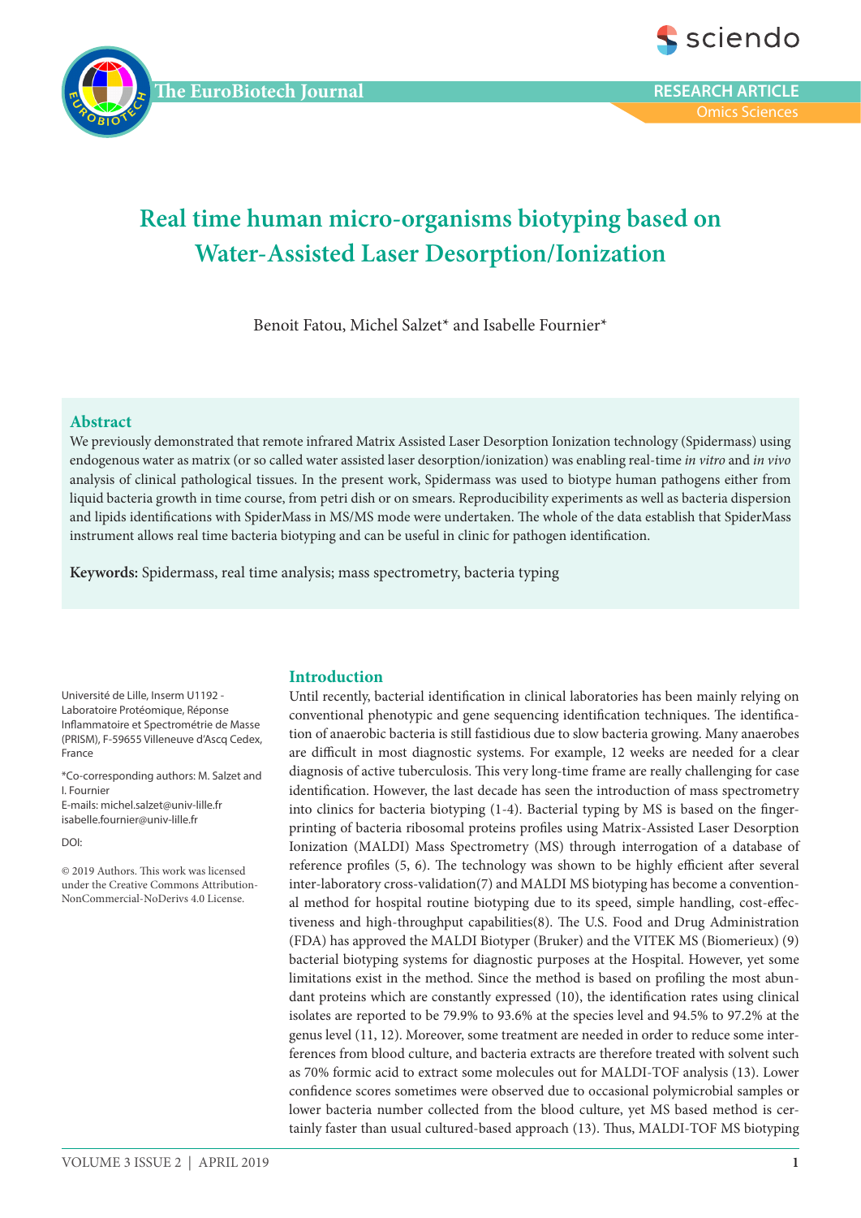# Real time human micro-organisms biotyping based on Water-Assisted Laser Desorption/Ionization

Benoit Fatou, Michel Salzet* and Isabelle Fournier*

## Abstract

We previously demonstrated that remote infrared Matrix Assisted Laser Desorption Ionization technology (Spidermass) using endogenous water as matrix (or so called water assisted laser desorption/ionization) was enabling real-time *in vitro* and *in vivo* analysis of clinical pathological tissues. In the present work, Spidermass was used to biotype human pathogens either from liquid bacteria growth in time course, from petri dish or on smears. Reproducibility experiments as well as bacteria dispersion and lipids identifications with SpiderMass in MS/MS mode were undertaken. The whole of the data establish that SpiderMass instrument allows real time bacteria biotyping and can be useful in clinic for pathogen identification.

**Keywords:** Spidermass, real time analysis; mass spectrometry, bacteria typing

Université de Lille, Inserm U1192 - Laboratoire Protéomique, Réponse Inflammatoire et Spectrométrie de Masse (PRISM), F-59655 Villeneuve d'Ascq Cedex, France

*Co-corresponding authors: M. Salzet and I. Fournier
E-mails: michel.salzet@univ-lille.fr
isabelle.fournier@univ-lille.fr

DOI:

© 2019 Authors. This work was licensed under the Creative Commons Attribution-NonCommercial-NoDerivs 4.0 License.

## Introduction

Until recently, bacterial identification in clinical laboratories has been mainly relying on conventional phenotypic and gene sequencing identification techniques. The identification of anaerobic bacteria is still fastidious due to slow bacteria growing. Many anaerobes are difficult in most diagnostic systems. For example, 12 weeks are needed for a clear diagnosis of active tuberculosis. This very long-time frame are really challenging for case identification. However, the last decade has seen the introduction of mass spectrometry into clinics for bacteria biotyping (1-4). Bacterial typing by MS is based on the fingerprinting of bacteria ribosomal proteins profiles using Matrix-Assisted Laser Desorption Ionization (MALDI) Mass Spectrometry (MS) through interrogation of a database of reference profiles (5, 6). The technology was shown to be highly efficient after several inter-laboratory cross-validation(7) and MALDI MS biotyping has become a conventional method for hospital routine biotyping due to its speed, simple handling, cost-effectiveness and high-throughput capabilities(8). The U.S. Food and Drug Administration (FDA) has approved the MALDI Biotyper (Bruker) and the VITEK MS (Biomerieux) (9) bacterial biotyping systems for diagnostic purposes at the Hospital. However, yet some limitations exist in the method. Since the method is based on profiling the most abundant proteins which are constantly expressed (10), the identification rates using clinical isolates are reported to be 79.9% to 93.6% at the species level and 94.5% to 97.2% at the genus level (11, 12). Moreover, some treatment are needed in order to reduce some interferences from blood culture, and bacteria extracts are therefore treated with solvent such as 70% formic acid to extract some molecules out for MALDI-TOF analysis (13). Lower confidence scores sometimes were observed due to occasional polymicrobial samples or lower bacteria number collected from the blood culture, yet MS based method is certainly faster than usual cultured-based approach (13). Thus, MALDI-TOF MS biotyping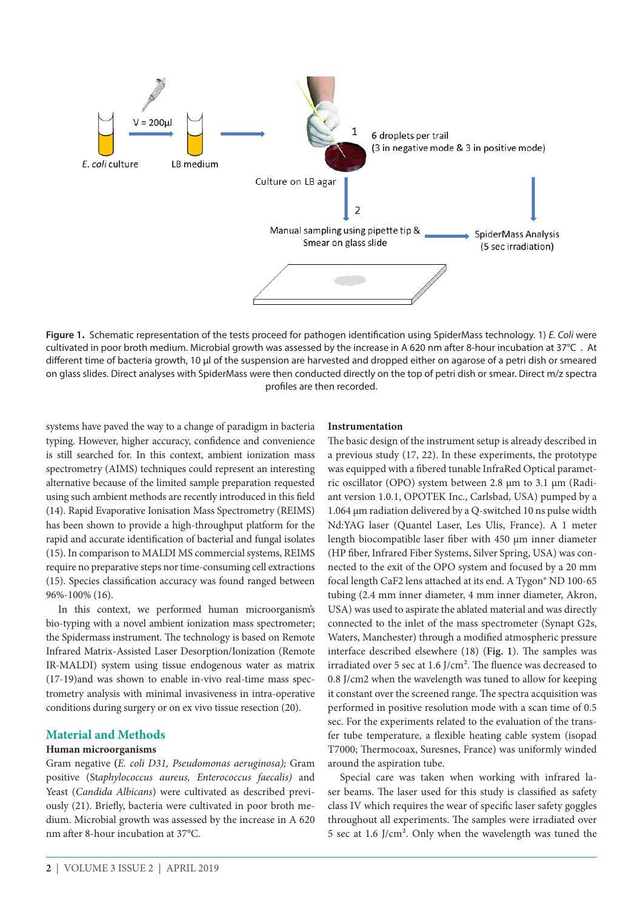Figure 1. Schematic representation of the tests proceed for pathogen identification using SpiderMass technology. 1) *E. Coli* were cultivated in poor broth medium. Microbial growth was assessed by the increase in A 620 nm after 8-hour incubation at 37°C . At different time of bacteria growth, 10 µl of the suspension are harvested and dropped either on agarose of a petri dish or smeared on glass slides. Direct analyses with SpiderMass were then conducted directly on the top of petri dish or smear. Direct m/z spectra profiles are then recorded.

systems have paved the way to a change of paradigm in bacteria typing. However, higher accuracy, confidence and convenience is still searched for. In this context, ambient ionization mass spectrometry (AIMS) techniques could represent an interesting alternative because of the limited sample preparation requested using such ambient methods are recently introduced in this field (14). Rapid Evaporative Ionisation Mass Spectrometry (REIMS) has been shown to provide a high-throughput platform for the rapid and accurate identification of bacterial and fungal isolates (15). In comparison to MALDI MS commercial systems, REIMS require no preparative steps nor time-consuming cell extractions (15). Species classification accuracy was found ranged between 96%-100% (16).

In this context, we performed human microorganism's bio-typing with a novel ambient ionization mass spectrometer; the Spidermass instrument. The technology is based on Remote Infrared Matrix-Assisted Laser Desorption/Ionization (Remote IR-MALDI) system using tissue endogenous water as matrix (17-19)and was shown to enable in-vivo real-time mass spectrometry analysis with minimal invasiveness in intra-operative conditions during surgery or on ex vivo tissue resection (20).

## Material and Methods

### Human microorganisms

Gram negative (*E. coli D31, Pseudomonas aeruginosa);* Gram positive (St*aphylococcus aureus, Enterococcus faecalis)* and Yeast (*Candida Albicans*) were cultivated as described previously (21). Briefly, bacteria were cultivated in poor broth medium. Microbial growth was assessed by the increase in A 620 nm after 8-hour incubation at 37°C.

### Instrumentation

The basic design of the instrument setup is already described in a previous study (17, 22). In these experiments, the prototype was equipped with a fibered tunable InfraRed Optical parametric oscillator (OPO) system between 2.8 µm to 3.1 µm (Radiant version 1.0.1, OPOTEK Inc., Carlsbad, USA) pumped by a 1.064 µm radiation delivered by a Q-switched 10 ns pulse width Nd:YAG laser (Quantel Laser, Les Ulis, France). A 1 meter length biocompatible laser fiber with 450 µm inner diameter (HP fiber, Infrared Fiber Systems, Silver Spring, USA) was connected to the exit of the OPO system and focused by a 20 mm focal length CaF2 lens attached at its end. A Tygon® ND 100-65 tubing (2.4 mm inner diameter, 4 mm inner diameter, Akron, USA) was used to aspirate the ablated material and was directly connected to the inlet of the mass spectrometer (Synapt G2s, Waters, Manchester) through a modified atmospheric pressure interface described elsewhere (18) (**Fig. 1**). The samples was irradiated over 5 sec at 1.6 J/cm². The fluence was decreased to 0.8 J/cm2 when the wavelength was tuned to allow for keeping it constant over the screened range. The spectra acquisition was performed in positive resolution mode with a scan time of 0.5 sec. For the experiments related to the evaluation of the transfer tube temperature, a flexible heating cable system (isopad T7000; Thermocoax, Suresnes, France) was uniformly winded around the aspiration tube.

Special care was taken when working with infrared laser beams. The laser used for this study is classified as safety class IV which requires the wear of specific laser safety goggles throughout all experiments. The samples were irradiated over 5 sec at 1.6 J/cm². Only when the wavelength was tuned the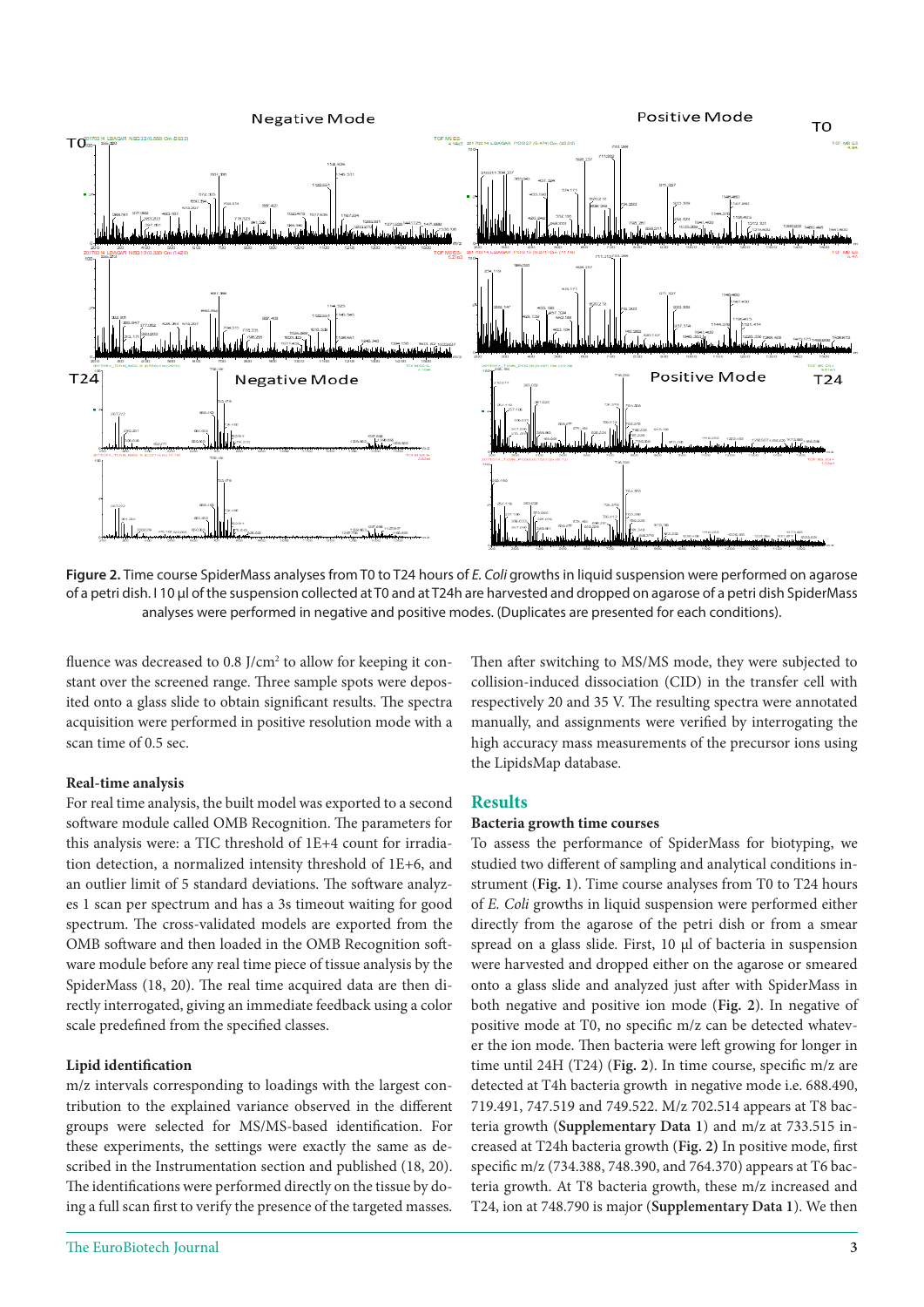Figure 2. Time course SpiderMass analyses from T0 to T24 hours of *E. Coli* growths in liquid suspension were performed on agarose of a petri dish. I 10 µl of the suspension collected at T0 and at T24h are harvested and dropped on agarose of a petri dish SpiderMass analyses were performed in negative and positive modes. (Duplicates are presented for each conditions).

fluence was decreased to 0.8 J/cm² to allow for keeping it constant over the screened range. Three sample spots were deposited onto a glass slide to obtain significant results. The spectra acquisition were performed in positive resolution mode with a scan time of 0.5 sec.

### Real-time analysis

For real time analysis, the built model was exported to a second software module called OMB Recognition. The parameters for this analysis were: a TIC threshold of 1E+4 count for irradiation detection, a normalized intensity threshold of 1E+6, and an outlier limit of 5 standard deviations. The software analyzes 1 scan per spectrum and has a 3s timeout waiting for good spectrum. The cross-validated models are exported from the OMB software and then loaded in the OMB Recognition software module before any real time piece of tissue analysis by the SpiderMass (18, 20). The real time acquired data are then directly interrogated, giving an immediate feedback using a color scale predefined from the specified classes.

### Lipid identification

m/z intervals corresponding to loadings with the largest contribution to the explained variance observed in the different groups were selected for MS/MS-based identification. For these experiments, the settings were exactly the same as described in the Instrumentation section and published (18, 20). The identifications were performed directly on the tissue by doing a full scan first to verify the presence of the targeted masses. Then after switching to MS/MS mode, they were subjected to collision-induced dissociation (CID) in the transfer cell with respectively 20 and 35 V. The resulting spectra were annotated manually, and assignments were verified by interrogating the high accuracy mass measurements of the precursor ions using the LipidsMap database.

## Results

### Bacteria growth time courses

To assess the performance of SpiderMass for biotyping, we studied two different of sampling and analytical conditions instrument (**Fig. 1**). Time course analyses from T0 to T24 hours of *E. Coli* growths in liquid suspension were performed either directly from the agarose of the petri dish or from a smear spread on a glass slide. First, 10 µl of bacteria in suspension were harvested and dropped either on the agarose or smeared onto a glass slide and analyzed just after with SpiderMass in both negative and positive ion mode (**Fig. 2**). In negative of positive mode at T0, no specific m/z can be detected whatever the ion mode. Then bacteria were left growing for longer in time until 24H (T24) (**Fig. 2**). In time course, specific m/z are detected at T4h bacteria growth in negative mode i.e. 688.490, 719.491, 747.519 and 749.522. M/z 702.514 appears at T8 bacteria growth (**Supplementary Data 1**) and m/z at 733.515 increased at T24h bacteria growth (**Fig. 2)** In positive mode, first specific m/z (734.388, 748.390, and 764.370) appears at T6 bacteria growth. At T8 bacteria growth, these m/z increased and T24, ion at 748.790 is major (**Supplementary Data 1**). We then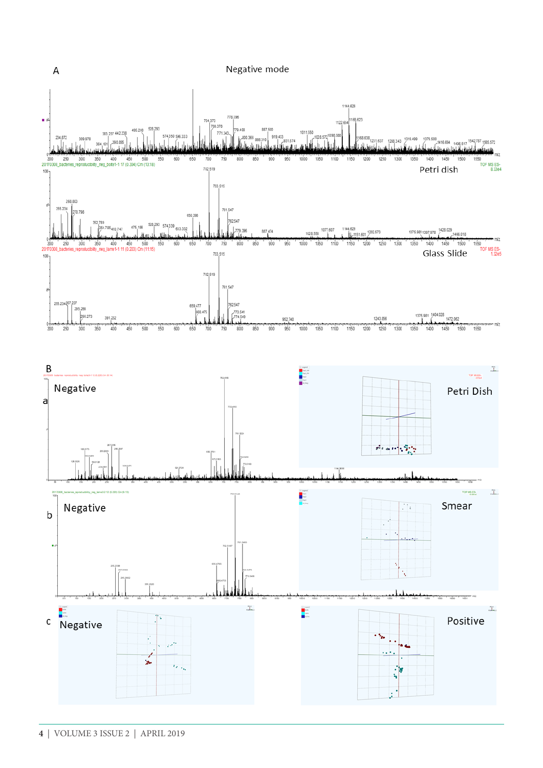A

Negative mode

Petri dish

Glass Slide

B

a Negative

Petri Dish

b Negative

Smear

c Negative

Positive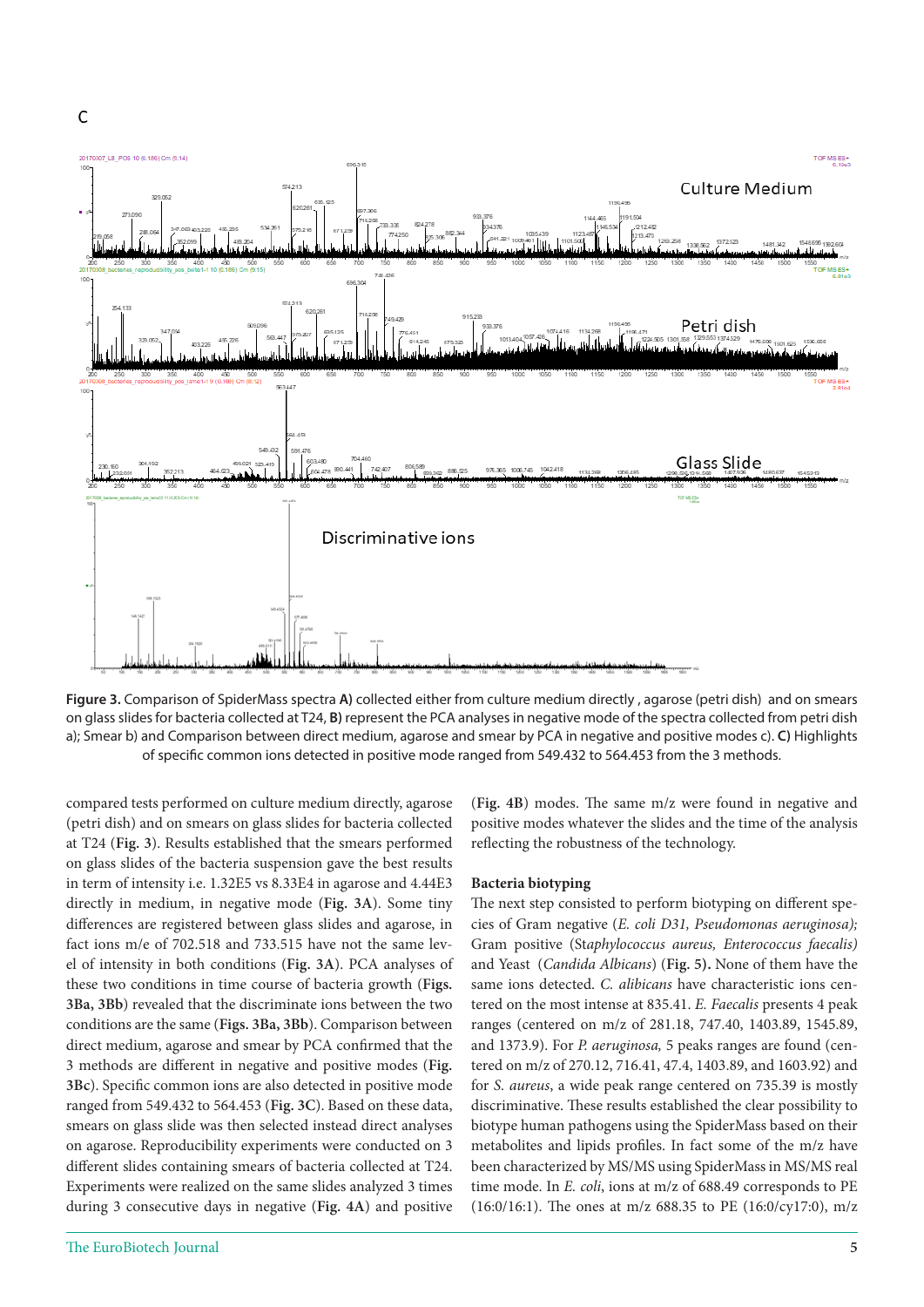C

Figure 3. Comparison of SpiderMass spectra **A)** collected either from culture medium directly , agarose (petri dish) and on smears on glass slides for bacteria collected at T24, **B)** represent the PCA analyses in negative mode of the spectra collected from petri dish a); Smear b) and Comparison between direct medium, agarose and smear by PCA in negative and positive modes c). **C)** Highlights of specific common ions detected in positive mode ranged from 549.432 to 564.453 from the 3 methods.

compared tests performed on culture medium directly, agarose (petri dish) and on smears on glass slides for bacteria collected at T24 (**Fig. 3**). Results established that the smears performed on glass slides of the bacteria suspension gave the best results in term of intensity i.e. 1.32E5 vs 8.33E4 in agarose and 4.44E3 directly in medium, in negative mode (**Fig. 3A**). Some tiny differences are registered between glass slides and agarose, in fact ions m/e of 702.518 and 733.515 have not the same level of intensity in both conditions (**Fig. 3A**). PCA analyses of these two conditions in time course of bacteria growth (**Figs. 3Ba, 3Bb**) revealed that the discriminate ions between the two conditions are the same (**Figs. 3Ba, 3Bb**). Comparison between direct medium, agarose and smear by PCA confirmed that the 3 methods are different in negative and positive modes (**Fig. 3Bc**). Specific common ions are also detected in positive mode ranged from 549.432 to 564.453 (**Fig. 3C**). Based on these data, smears on glass slide was then selected instead direct analyses on agarose. Reproducibility experiments were conducted on 3 different slides containing smears of bacteria collected at T24. Experiments were realized on the same slides analyzed 3 times during 3 consecutive days in negative (**Fig. 4A**) and positive (**Fig. 4B**) modes. The same m/z were found in negative and positive modes whatever the slides and the time of the analysis reflecting the robustness of the technology.

**Bacteria biotyping**

The next step consisted to perform biotyping on different species of Gram negative (*E. coli D31, Pseudomonas aeruginosa);* Gram positive (*Staphylococcus aureus, Enterococcus faecalis)* and Yeast (*Candida Albicans*) (**Fig. 5).** None of them have the same ions detected. *C. alibicans* have characteristic ions centered on the most intense at 835.41. *E. Faecalis* presents 4 peak ranges (centered on m/z of 281.18, 747.40, 1403.89, 1545.89, and 1373.9). For *P. aeruginosa*, 5 peaks ranges are found (centered on m/z of 270.12, 716.41, 47.4, 1403.89, and 1603.92) and for *S. aureus*, a wide peak range centered on 735.39 is mostly discriminative. These results established the clear possibility to biotype human pathogens using the SpiderMass based on their metabolites and lipids profiles. In fact some of the m/z have been characterized by MS/MS using SpiderMass in MS/MS real time mode. In *E. coli*, ions at m/z of 688.49 corresponds to PE (16:0/16:1). The ones at m/z 688.35 to PE (16:0/cy17:0), m/z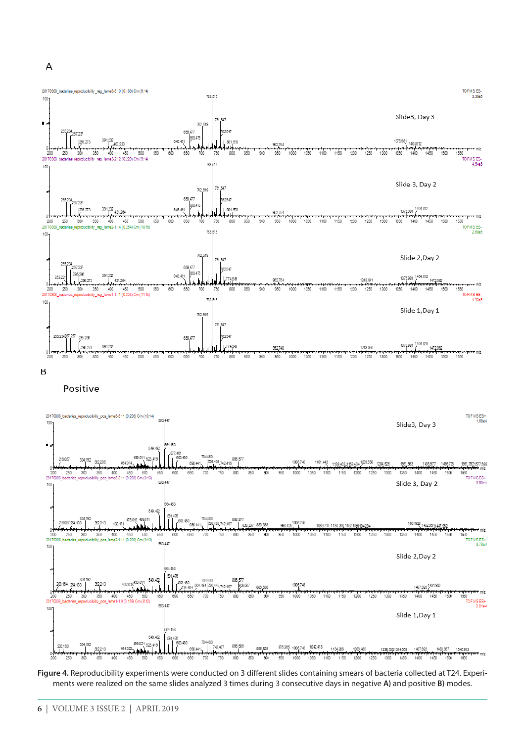A

B

Positive

**Figure 4.** Reproducibility experiments were conducted on 3 different slides containing smears of bacteria collected at T24. Experiments were realized on the same slides analyzed 3 times during 3 consecutive days in negative **A)** and positive **B)** modes.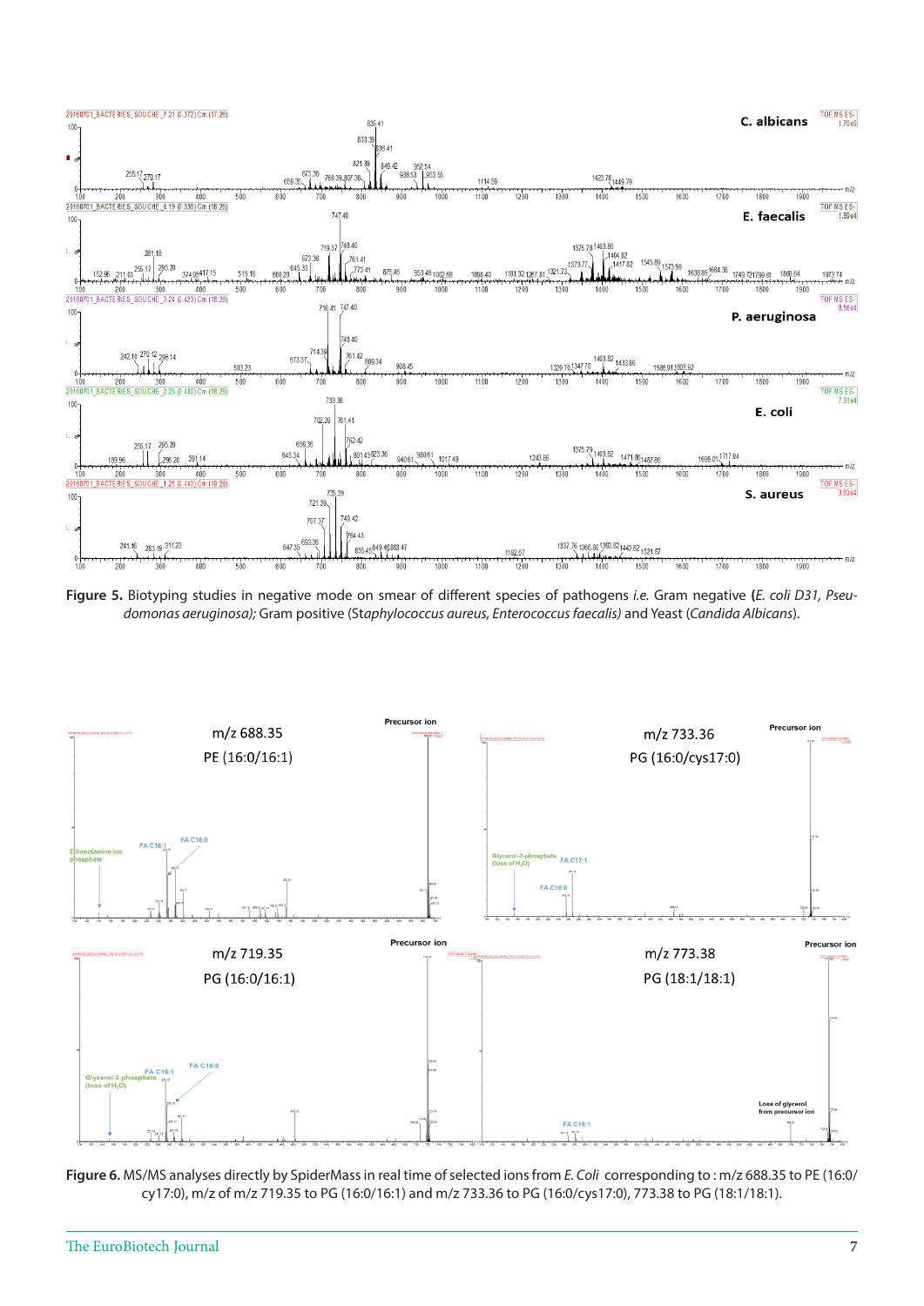**Figure 5.** Biotyping studies in negative mode on smear of different species of pathogens *i.e.* Gram negative (*E. coli D31, Pseudomonas aeruginosa);* Gram positive (*Staphylococcus aureus, Enterococcus faecalis)* and Yeast (*Candida Albicans*).

**Figure 6.** MS/MS analyses directly by SpiderMass in real time of selected ions from *E. Coli* corresponding to : m/z 688.35 to PE (16:0/cy17:0), m/z of m/z 719.35 to PG (16:0/16:1) and m/z 733.36 to PG (16:0/cys17:0), 773.38 to PG (18:1/18:1).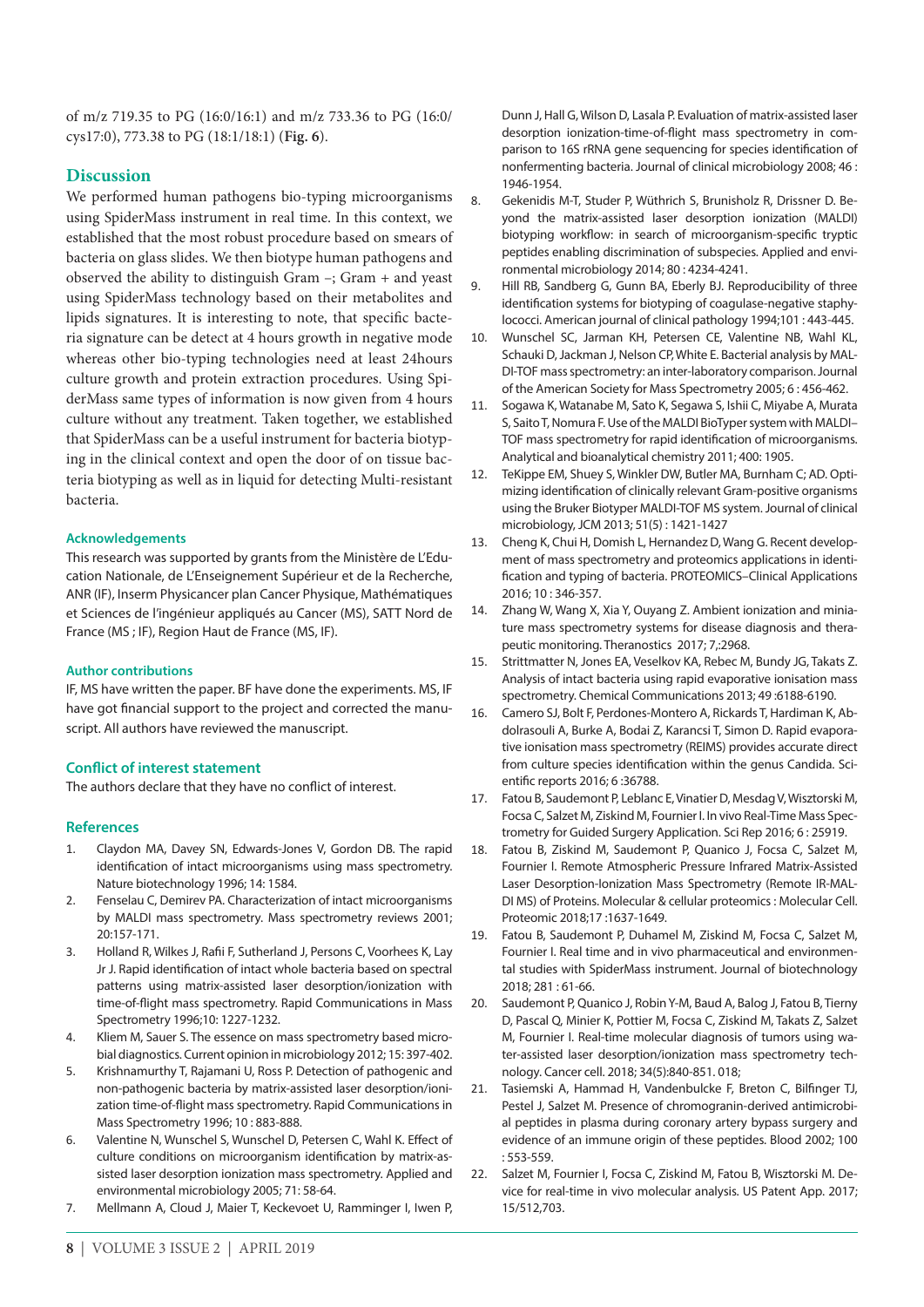of m/z 719.35 to PG (16:0/16:1) and m/z 733.36 to PG (16:0/cys17:0), 773.38 to PG (18:1/18:1) (**Fig. 6**).

## Discussion

We performed human pathogens bio-typing microorganisms using SpiderMass instrument in real time. In this context, we established that the most robust procedure based on smears of bacteria on glass slides. We then biotype human pathogens and observed the ability to distinguish Gram –; Gram + and yeast using SpiderMass technology based on their metabolites and lipids signatures. It is interesting to note, that specific bacteria signature can be detect at 4 hours growth in negative mode whereas other bio-typing technologies need at least 24hours culture growth and protein extraction procedures. Using SpiderMass same types of information is now given from 4 hours culture without any treatment. Taken together, we established that SpiderMass can be a useful instrument for bacteria biotyping in the clinical context and open the door of on tissue bacteria biotyping as well as in liquid for detecting Multi-resistant bacteria.

### Acknowledgements

This research was supported by grants from the Ministère de L'Education Nationale, de L'Enseignement Supérieur et de la Recherche, ANR (IF), Inserm Physicancer plan Cancer Physique, Mathématiques et Sciences de l'ingénieur appliqués au Cancer (MS), SATT Nord de France (MS ; IF), Region Haut de France (MS, IF).

### Author contributions

IF, MS have written the paper. BF have done the experiments. MS, IF have got financial support to the project and corrected the manuscript. All authors have reviewed the manuscript.

### Conflict of interest statement

The authors declare that they have no conflict of interest.

### References

1. Claydon MA, Davey SN, Edwards-Jones V, Gordon DB. The rapid identification of intact microorganisms using mass spectrometry. Nature biotechnology 1996; 14: 1584.
2. Fenselau C, Demirev PA. Characterization of intact microorganisms by MALDI mass spectrometry. Mass spectrometry reviews 2001; 20:157-171.
3. Holland R, Wilkes J, Rafii F, Sutherland J, Persons C, Voorhees K, Lay Jr J. Rapid identification of intact whole bacteria based on spectral patterns using matrix-assisted laser desorption/ionization with time-of-flight mass spectrometry. Rapid Communications in Mass Spectrometry 1996;10: 1227-1232.
4. Kliem M, Sauer S. The essence on mass spectrometry based microbial diagnostics. Current opinion in microbiology 2012; 15: 397-402.
5. Krishnamurthy T, Rajamani U, Ross P. Detection of pathogenic and non-pathogenic bacteria by matrix-assisted laser desorption/ionization time-of-flight mass spectrometry. Rapid Communications in Mass Spectrometry 1996; 10 : 883-888.
6. Valentine N, Wunschel S, Wunschel D, Petersen C, Wahl K. Effect of culture conditions on microorganism identification by matrix-assisted laser desorption ionization mass spectrometry. Applied and environmental microbiology 2005; 71: 58-64.
7. Mellmann A, Cloud J, Maier T, Keckevoet U, Ramminger I, Iwen P, Dunn J, Hall G, Wilson D, Lasala P. Evaluation of matrix-assisted laser desorption ionization-time-of-flight mass spectrometry in comparison to 16S rRNA gene sequencing for species identification of nonfermenting bacteria. Journal of clinical microbiology 2008; 46 : 1946-1954.
8. Gekenidis M-T, Studer P, Wüthrich S, Brunisholz R, Drissner D. Beyond the matrix-assisted laser desorption ionization (MALDI) biotyping workflow: in search of microorganism-specific tryptic peptides enabling discrimination of subspecies. Applied and environmental microbiology 2014; 80 : 4234-4241.
9. Hill RB, Sandberg G, Gunn BA, Eberly BJ. Reproducibility of three identification systems for biotyping of coagulase-negative staphylococci. American journal of clinical pathology 1994;101 : 443-445.
10. Wunschel SC, Jarman KH, Petersen CE, Valentine NB, Wahl KL, Schauki D, Jackman J, Nelson CP, White E. Bacterial analysis by MALDI-TOF mass spectrometry: an inter-laboratory comparison. Journal of the American Society for Mass Spectrometry 2005; 6 : 456-462.
11. Sogawa K, Watanabe M, Sato K, Segawa S, Ishii C, Miyabe A, Murata S, Saito T, Nomura F. Use of the MALDI BioTyper system with MALDI–TOF mass spectrometry for rapid identification of microorganisms. Analytical and bioanalytical chemistry 2011; 400: 1905.
12. TeKippe EM, Shuey S, Winkler DW, Butler MA, Burnham C; AD. Optimizing identification of clinically relevant Gram-positive organisms using the Bruker Biotyper MALDI-TOF MS system. Journal of clinical microbiology, JCM 2013; 51(5) : 1421-1427
13. Cheng K, Chui H, Domish L, Hernandez D, Wang G. Recent development of mass spectrometry and proteomics applications in identification and typing of bacteria. PROTEOMICS–Clinical Applications 2016; 10 : 346-357.
14. Zhang W, Wang X, Xia Y, Ouyang Z. Ambient ionization and miniature mass spectrometry systems for disease diagnosis and therapeutic monitoring. Theranostics 2017; 7,:2968.
15. Strittmatter N, Jones EA, Veselkov KA, Rebec M, Bundy JG, Takats Z. Analysis of intact bacteria using rapid evaporative ionisation mass spectrometry. Chemical Communications 2013; 49 :6188-6190.
16. Camero SJ, Bolt F, Perdones-Montero A, Rickards T, Hardiman K, Abdolrasouli A, Burke A, Bodai Z, Karancsi T, Simon D. Rapid evaporative ionisation mass spectrometry (REIMS) provides accurate direct from culture species identification within the genus Candida. Scientific reports 2016; 6 :36788.
17. Fatou B, Saudemont P, Leblanc E, Vinatier D, Mesdag V, Wisztorski M, Focsa C, Salzet M, Ziskind M, Fournier I. In vivo Real-Time Mass Spectrometry for Guided Surgery Application. Sci Rep 2016; 6 : 25919.
18. Fatou B, Ziskind M, Saudemont P, Quanico J, Focsa C, Salzet M, Fournier I. Remote Atmospheric Pressure Infrared Matrix-Assisted Laser Desorption-Ionization Mass Spectrometry (Remote IR-MALDI MS) of Proteins. Molecular & cellular proteomics : Molecular Cell. Proteomic 2018;17 :1637-1649.
19. Fatou B, Saudemont P, Duhamel M, Ziskind M, Focsa C, Salzet M, Fournier I. Real time and in vivo pharmaceutical and environmental studies with SpiderMass instrument. Journal of biotechnology 2018; 281 : 61-66.
20. Saudemont P, Quanico J, Robin Y-M, Baud A, Balog J, Fatou B, Tierny D, Pascal Q, Minier K, Pottier M, Focsa C, Ziskind M, Takats Z, Salzet M, Fournier I. Real-time molecular diagnosis of tumors using water-assisted laser desorption/ionization mass spectrometry technology. Cancer cell. 2018; 34(5):840-851. 018;
21. Tasiemski A, Hammad H, Vandenbulcke F, Breton C, Bilfinger TJ, Pestel J, Salzet M. Presence of chromogranin-derived antimicrobial peptides in plasma during coronary artery bypass surgery and evidence of an immune origin of these peptides. Blood 2002; 100 : 553-559.
22. Salzet M, Fournier I, Focsa C, Ziskind M, Fatou B, Wisztorski M. Device for real-time in vivo molecular analysis. US Patent App. 2017; 15/512,703.